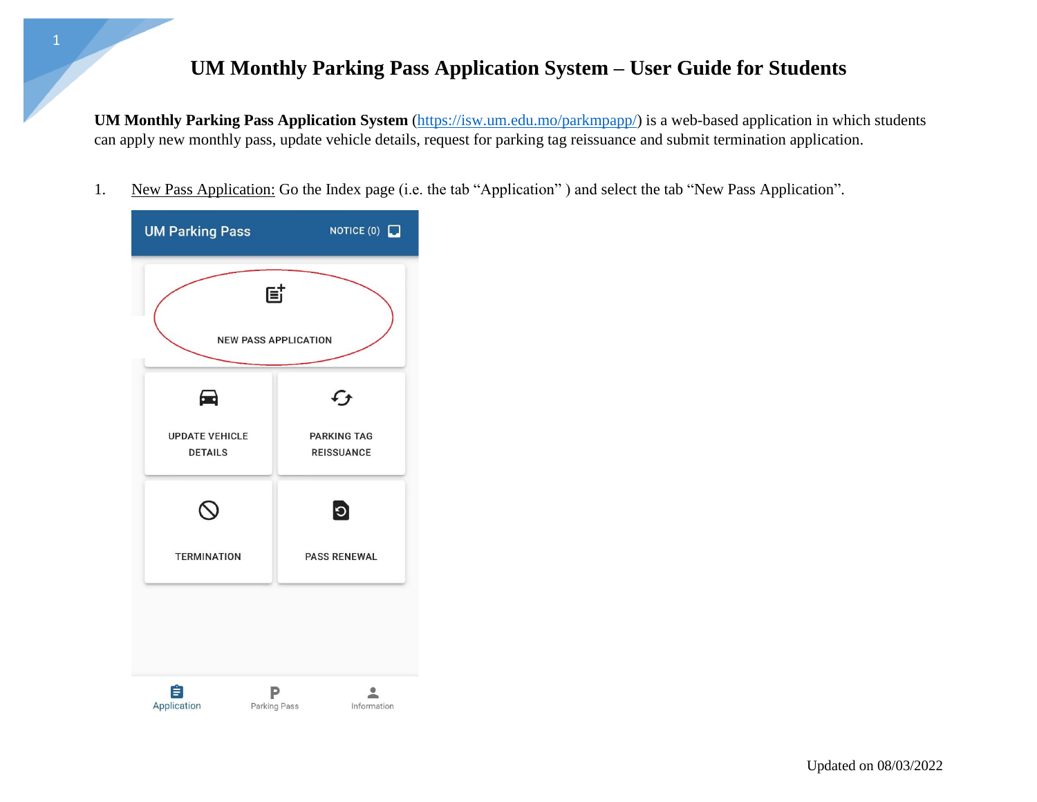# UM Monthly Parking Pass Application System – User Guide for Students

**UM Monthly Parking Pass Application System** ([https://isw.um.edu.mo/parkmpapp/](https://isw.um.edu.mo/parkmpapp/)) is a web-based application in which students can apply new monthly pass, update vehicle details, request for parking tag reissuance and submit termination application.

1. New Pass Application: Go the Index page (i.e. the tab "Application" ) and select the tab "New Pass Application".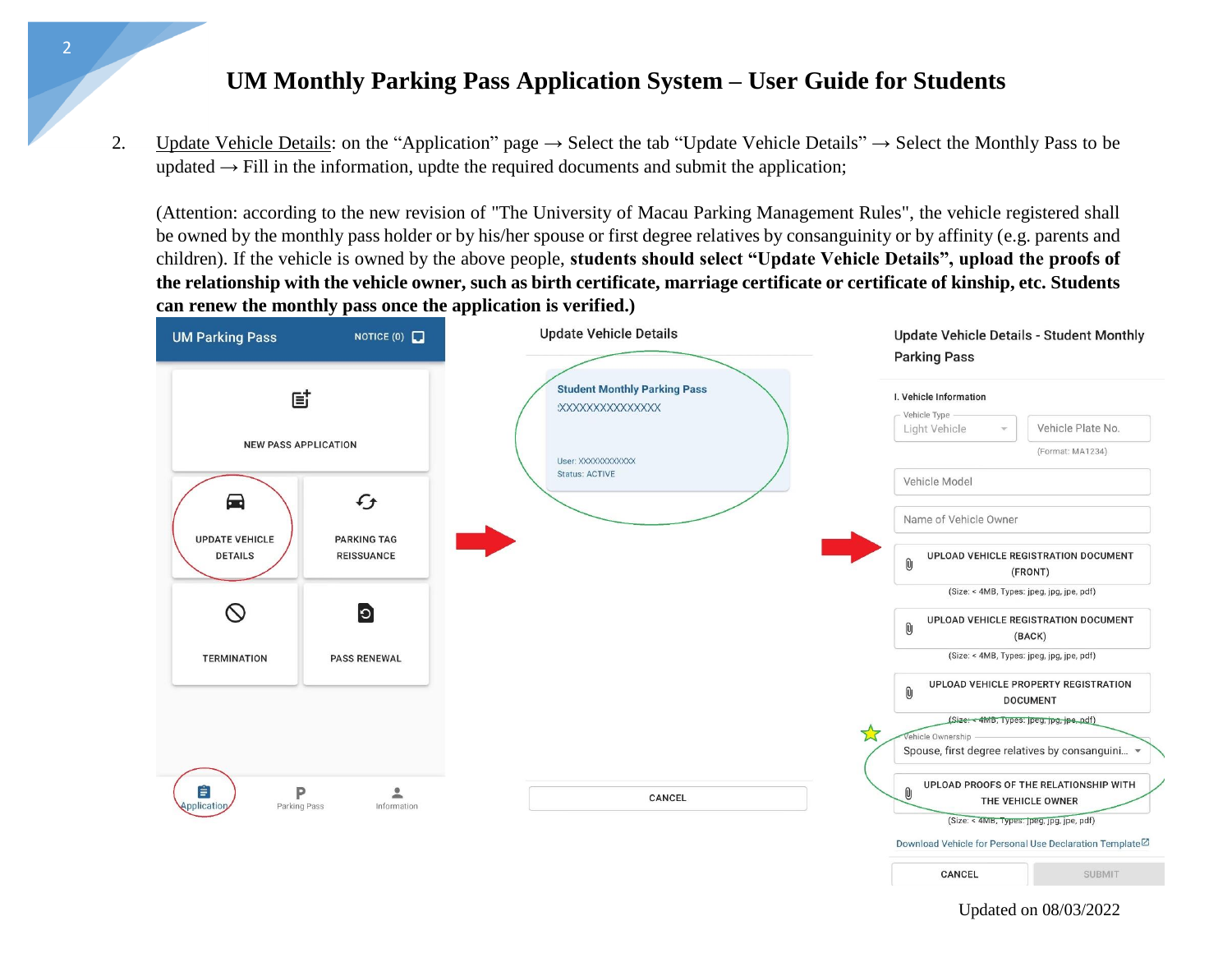# UM Monthly Parking Pass Application System – User Guide for Students

2. Update Vehicle Details: on the “Application” page → Select the tab “Update Vehicle Details” → Select the Monthly Pass to be updated → Fill in the information, updte the required documents and submit the application;

   (Attention: according to the new revision of "The University of Macau Parking Management Rules", the vehicle registered shall be owned by the monthly pass holder or by his/her spouse or first degree relatives by consanguinity or by affinity (e.g. parents and children). If the vehicle is owned by the above people, **students should select “Update Vehicle Details”, upload the proofs of the relationship with the vehicle owner, such as birth certificate, marriage certificate or certificate of kinship, etc. Students can renew the monthly pass once the application is verified.)**

UM Parking Pass NOTICE (0)

NEW PASS APPLICATION

UPDATE VEHICLE DETAILS

PARKING TAG REISSUANCE

TERMINATION

PASS RENEWAL

Application Parking Pass Information

Update Vehicle Details

Student Monthly Parking Pass
XXXXXXXXXXXXXXX

User: XXXXXXXXXXXX
Status: ACTIVE

CANCEL

Update Vehicle Details - Student Monthly Parking Pass

I. Vehicle Information

Vehicle Type: Light Vehicle

Vehicle Plate No. (Format: MA1234)

Vehicle Model

Name of Vehicle Owner

UPLOAD VEHICLE REGISTRATION DOCUMENT (FRONT)
(Size: < 4MB, Types: jpeg, jpg, jpe, pdf)

UPLOAD VEHICLE REGISTRATION DOCUMENT (BACK)
(Size: < 4MB, Types: jpeg, jpg, jpe, pdf)

UPLOAD VEHICLE PROPERTY REGISTRATION DOCUMENT
(Size: < 4MB, Types: jpeg, jpg, jpe, pdf)

Vehicle Ownership: Spouse, first degree relatives by consanguini...

UPLOAD PROOFS OF THE RELATIONSHIP WITH THE VEHICLE OWNER
(Size: < 4MB, Types: jpeg, jpg, jpe, pdf)

Download Vehicle for Personal Use Declaration Template

CANCEL SUBMIT

Updated on 08/03/2022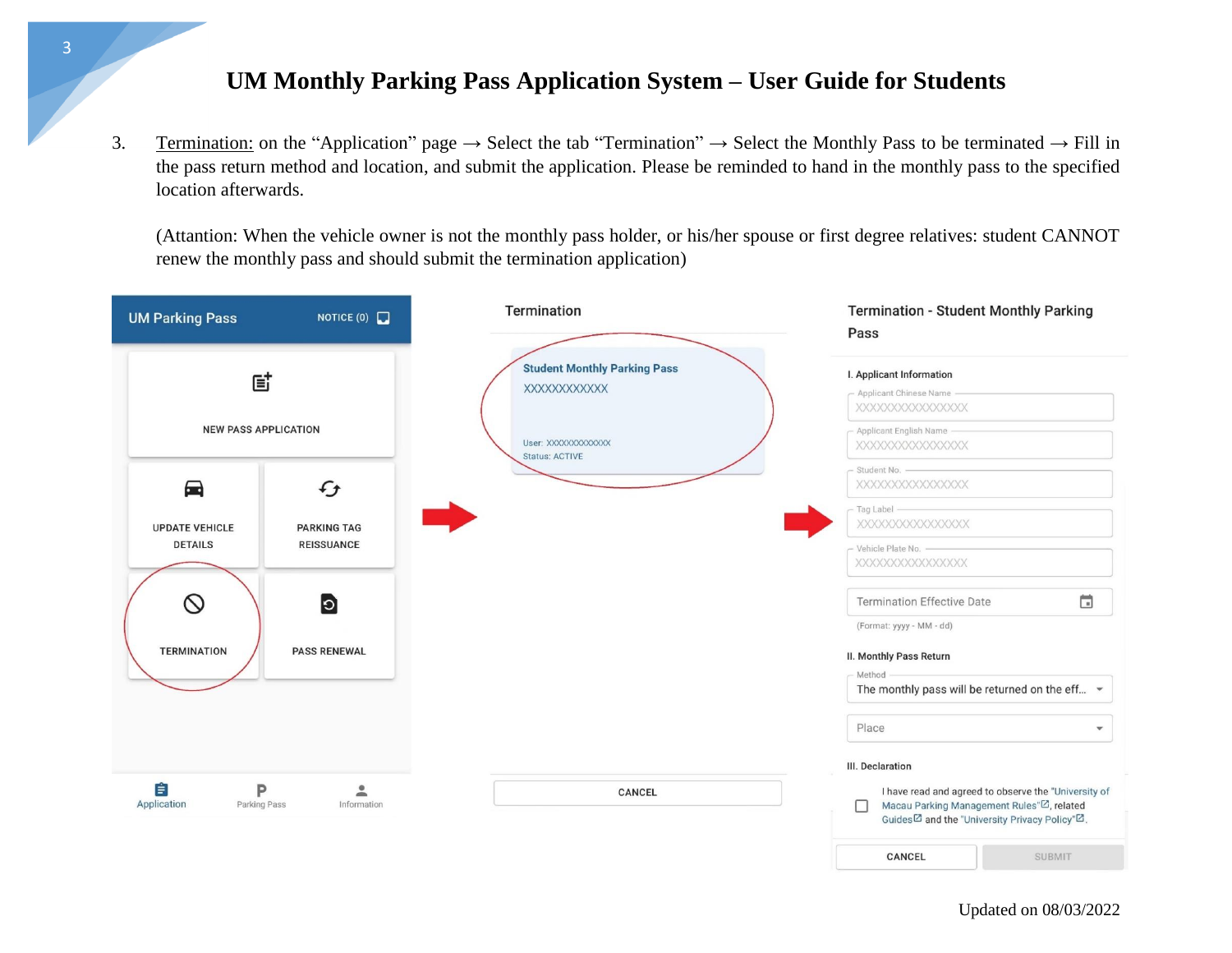# UM Monthly Parking Pass Application System – User Guide for Students

3. Termination: on the "Application" page → Select the tab "Termination" → Select the Monthly Pass to be terminated → Fill in the pass return method and location, and submit the application. Please be reminded to hand in the monthly pass to the specified location afterwards.

   (Attention: When the vehicle owner is not the monthly pass holder, or his/her spouse or first degree relatives: student CANNOT renew the monthly pass and should submit the termination application)

UM Parking Pass NOTICE (0)

NEW PASS APPLICATION

UPDATE VEHICLE DETAILS

PARKING TAG REISSUANCE

TERMINATION

PASS RENEWAL

Application

Parking Pass

Information

Termination

Student Monthly Parking Pass

XXXXXXXXXXXX

User: XXXXXXXXXXXXX

Status: ACTIVE

CANCEL

Termination - Student Monthly Parking Pass

I. Applicant Information

Applicant Chinese Name

XXXXXXXXXXXXXXX

Applicant English Name

XXXXXXXXXXXXXXX

Student No.

XXXXXXXXXXXXXXX

Tag Label

XXXXXXXXXXXXXXX

Vehicle Plate No.

XXXXXXXXXXXXXXX

Termination Effective Date

(Format: yyyy - MM - dd)

II. Monthly Pass Return

Method

The monthly pass will be returned on the eff...

Place

III. Declaration

I have read and agreed to observe the "University of Macau Parking Management Rules", related Guides and the "University Privacy Policy".

CANCEL

SUBMIT

Updated on 08/03/2022